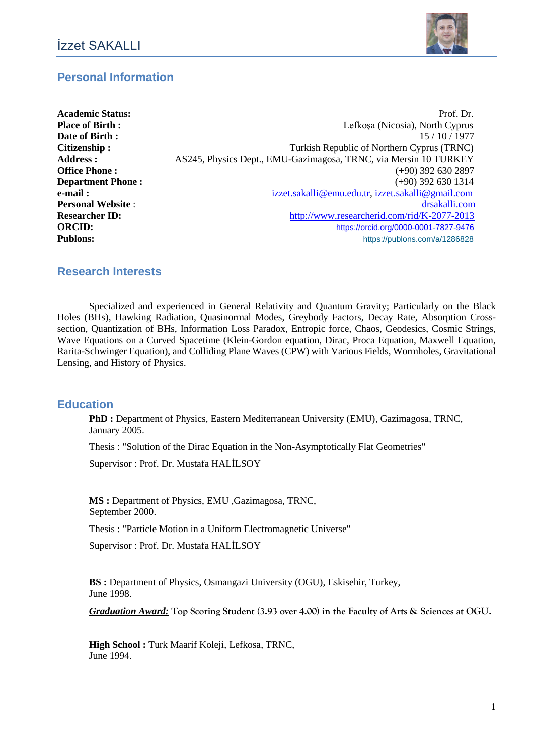# İzzet SAKALLI

## Personal Information

| | |
|---|---|
| **Academic Status:** | Prof. Dr. |
| **Place of Birth :** | Lefkoşa (Nicosia), North Cyprus |
| **Date of Birth :** | 15 / 10 / 1977 |
| **Citizenship :** | Turkish Republic of Northern Cyprus (TRNC) |
| **Address :** | AS245, Physics Dept., EMU-Gazimagosa, TRNC, via Mersin 10 TURKEY |
| **Office Phone :** | (+90) 392 630 2897 |
| **Department Phone :** | (+90) 392 630 1314 |
| **e-mail :** | izzet.sakalli@emu.edu.tr, izzet.sakalli@gmail.com |
| **Personal Website** : | drsakalli.com |
| **Researcher ID:** | http://www.researcherid.com/rid/K-2077-2013 |
| **ORCID:** | https://orcid.org/0000-0001-7827-9476 |
| **Publons:** | https://publons.com/a/1286828 |

## Research Interests

Specialized and experienced in General Relativity and Quantum Gravity; Particularly on the Black Holes (BHs), Hawking Radiation, Quasinormal Modes, Greybody Factors, Decay Rate, Absorption Cross-section, Quantization of BHs, Information Loss Paradox, Entropic force, Chaos, Geodesics, Cosmic Strings, Wave Equations on a Curved Spacetime (Klein-Gordon equation, Dirac, Proca Equation, Maxwell Equation, Rarita-Schwinger Equation), and Colliding Plane Waves (CPW) with Various Fields, Wormholes, Gravitational Lensing, and History of Physics.

## Education

**PhD :** Department of Physics, Eastern Mediterranean University (EMU), Gazimagosa, TRNC, January 2005.

Thesis : "Solution of the Dirac Equation in the Non-Asymptotically Flat Geometries"

Supervisor : Prof. Dr. Mustafa HALİLSOY

**MS :** Department of Physics, EMU ,Gazimagosa, TRNC, September 2000.

Thesis : "Particle Motion in a Uniform Electromagnetic Universe"

Supervisor : Prof. Dr. Mustafa HALİLSOY

**BS :** Department of Physics, Osmangazi University (OGU), Eskisehir, Turkey, June 1998.

***Graduation Award:*** **Top Scoring Student (3.93 over 4.00) in the Faculty of Arts & Sciences at OGU.**

**High School :** Turk Maarif Koleji, Lefkosa, TRNC, June 1994.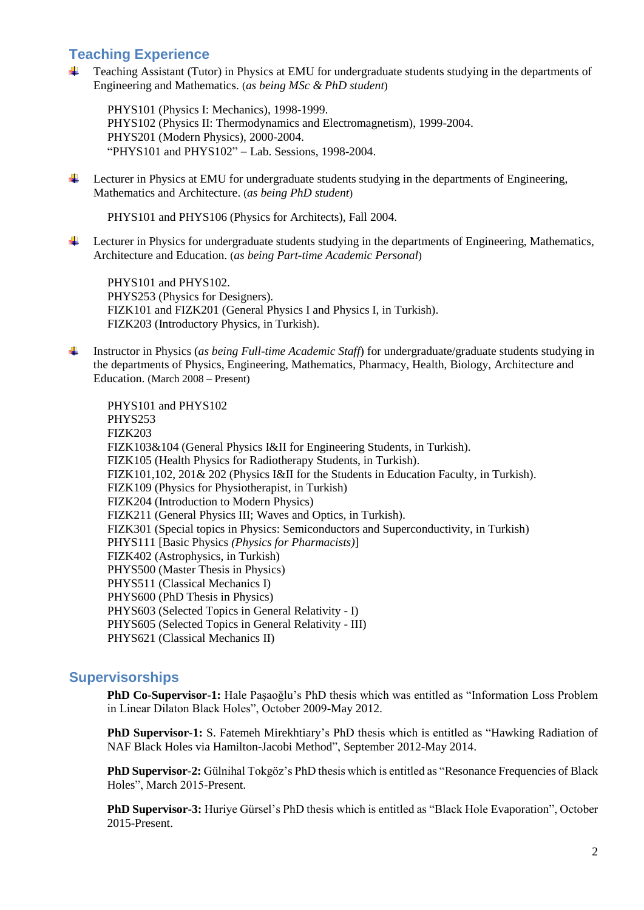## Teaching Experience

- Teaching Assistant (Tutor) in Physics at EMU for undergraduate students studying in the departments of Engineering and Mathematics. (*as being MSc & PhD student*)

  PHYS101 (Physics I: Mechanics), 1998-1999.
  PHYS102 (Physics II: Thermodynamics and Electromagnetism), 1999-2004.
  PHYS201 (Modern Physics), 2000-2004.
  "PHYS101 and PHYS102" – Lab. Sessions, 1998-2004.

- Lecturer in Physics at EMU for undergraduate students studying in the departments of Engineering, Mathematics and Architecture. (*as being PhD student*)

  PHYS101 and PHYS106 (Physics for Architects), Fall 2004.

- Lecturer in Physics for undergraduate students studying in the departments of Engineering, Mathematics, Architecture and Education. (*as being Part-time Academic Personal*)

  PHYS101 and PHYS102.
  PHYS253 (Physics for Designers).
  FIZK101 and FIZK201 (General Physics I and Physics I, in Turkish).
  FIZK203 (Introductory Physics, in Turkish).

- Instructor in Physics (*as being Full-time Academic Staff*) for undergraduate/graduate students studying in the departments of Physics, Engineering, Mathematics, Pharmacy, Health, Biology, Architecture and Education. (March 2008 – Present)

  PHYS101 and PHYS102
  PHYS253
  FIZK203
  FIZK103&104 (General Physics I&II for Engineering Students, in Turkish).
  FIZK105 (Health Physics for Radiotherapy Students, in Turkish).
  FIZK101,102, 201& 202 (Physics I&II for the Students in Education Faculty, in Turkish).
  FIZK109 (Physics for Physiotherapist, in Turkish)
  FIZK204 (Introduction to Modern Physics)
  FIZK211 (General Physics III; Waves and Optics, in Turkish).
  FIZK301 (Special topics in Physics: Semiconductors and Superconductivity, in Turkish)
  PHYS111 [Basic Physics *(Physics for Pharmacists)*]
  FIZK402 (Astrophysics, in Turkish)
  PHYS500 (Master Thesis in Physics)
  PHYS511 (Classical Mechanics I)
  PHYS600 (PhD Thesis in Physics)
  PHYS603 (Selected Topics in General Relativity - I)
  PHYS605 (Selected Topics in General Relativity - III)
  PHYS621 (Classical Mechanics II)

## Supervisorships

**PhD Co-Supervisor-1:** Hale Paşaoğlu's PhD thesis which was entitled as "Information Loss Problem in Linear Dilaton Black Holes", October 2009-May 2012.

**PhD Supervisor-1:** S. Fatemeh Mirekhtiary's PhD thesis which is entitled as "Hawking Radiation of NAF Black Holes via Hamilton-Jacobi Method", September 2012-May 2014.

**PhD Supervisor-2:** Gülnihal Tokgöz's PhD thesis which is entitled as "Resonance Frequencies of Black Holes", March 2015-Present.

**PhD Supervisor-3:** Huriye Gürsel's PhD thesis which is entitled as "Black Hole Evaporation", October 2015-Present.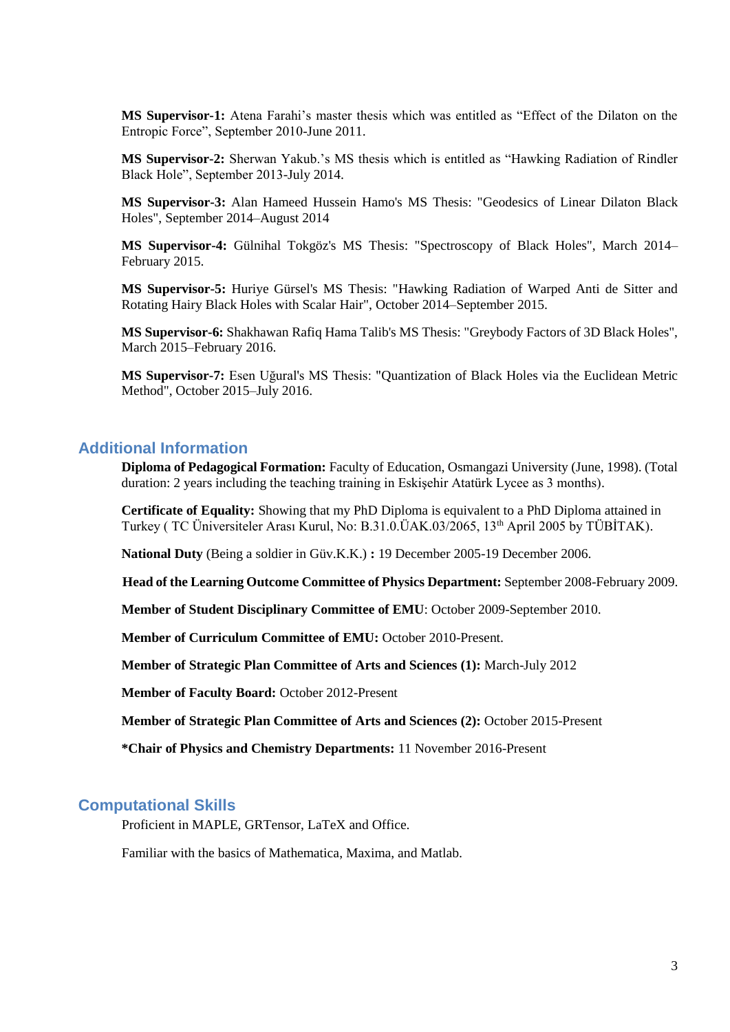**MS Supervisor-1:** Atena Farahi's master thesis which was entitled as "Effect of the Dilaton on the Entropic Force", September 2010-June 2011.

**MS Supervisor-2:** Sherwan Yakub.'s MS thesis which is entitled as "Hawking Radiation of Rindler Black Hole", September 2013-July 2014.

**MS Supervisor-3:** Alan Hameed Hussein Hamo's MS Thesis: "Geodesics of Linear Dilaton Black Holes", September 2014–August 2014

**MS Supervisor-4:** Gülnihal Tokgöz's MS Thesis: "Spectroscopy of Black Holes", March 2014–February 2015.

**MS Supervisor-5:** Huriye Gürsel's MS Thesis: "Hawking Radiation of Warped Anti de Sitter and Rotating Hairy Black Holes with Scalar Hair", October 2014–September 2015.

**MS Supervisor-6:** Shakhawan Rafiq Hama Talib's MS Thesis: "Greybody Factors of 3D Black Holes", March 2015–February 2016.

**MS Supervisor-7:** Esen Uğural's MS Thesis: "Quantization of Black Holes via the Euclidean Metric Method", October 2015–July 2016.

## Additional Information

**Diploma of Pedagogical Formation:** Faculty of Education, Osmangazi University (June, 1998). (Total duration: 2 years including the teaching training in Eskişehir Atatürk Lycee as 3 months).

**Certificate of Equality:** Showing that my PhD Diploma is equivalent to a PhD Diploma attained in Turkey ( TC Üniversiteler Arası Kurul, No: B.31.0.ÜAK.03/2065, 13th April 2005 by TÜBİTAK).

**National Duty** (Being a soldier in Güv.K.K.) **:** 19 December 2005-19 December 2006.

**Head of the Learning Outcome Committee of Physics Department:** September 2008-February 2009.

**Member of Student Disciplinary Committee of EMU**: October 2009-September 2010.

**Member of Curriculum Committee of EMU:** October 2010-Present.

**Member of Strategic Plan Committee of Arts and Sciences (1):** March-July 2012

**Member of Faculty Board:** October 2012-Present

**Member of Strategic Plan Committee of Arts and Sciences (2):** October 2015-Present

**\*Chair of Physics and Chemistry Departments:** 11 November 2016-Present

## Computational Skills

Proficient in MAPLE, GRTensor, LaTeX and Office.

Familiar with the basics of Mathematica, Maxima, and Matlab.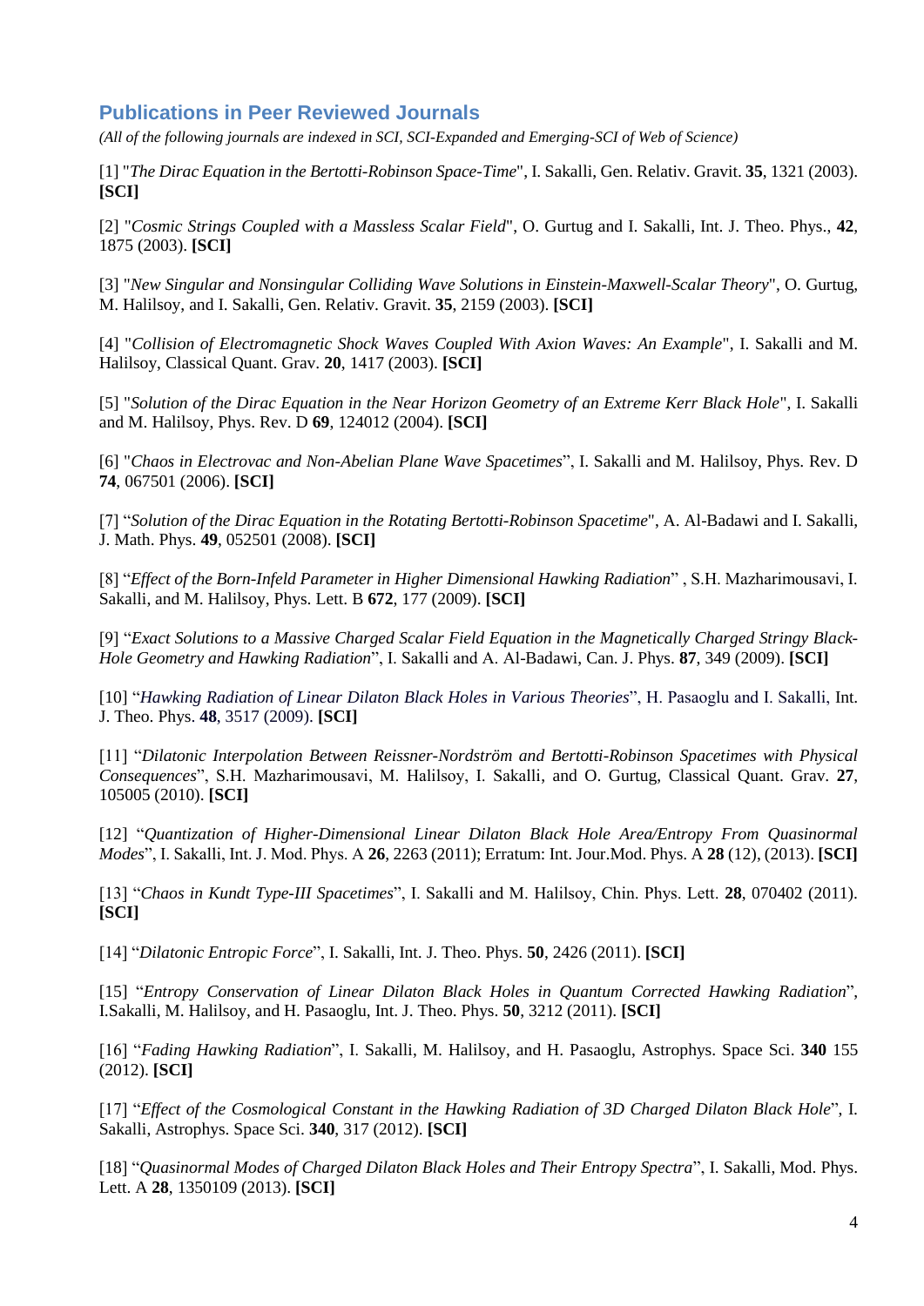## Publications in Peer Reviewed Journals

*(All of the following journals are indexed in SCI, SCI-Expanded and Emerging-SCI of Web of Science)*

[1] "*The Dirac Equation in the Bertotti-Robinson Space-Time*", I. Sakalli, Gen. Relativ. Gravit. **35**, 1321 (2003). **[SCI]**

[2] "*Cosmic Strings Coupled with a Massless Scalar Field*", O. Gurtug and I. Sakalli, Int. J. Theo. Phys., **42**, 1875 (2003). **[SCI]**

[3] "*New Singular and Nonsingular Colliding Wave Solutions in Einstein-Maxwell-Scalar Theory*", O. Gurtug, M. Halilsoy, and I. Sakalli, Gen. Relativ. Gravit. **35**, 2159 (2003). **[SCI]**

[4] "*Collision of Electromagnetic Shock Waves Coupled With Axion Waves: An Example*", I. Sakalli and M. Halilsoy, Classical Quant. Grav. **20**, 1417 (2003). **[SCI]**

[5] "*Solution of the Dirac Equation in the Near Horizon Geometry of an Extreme Kerr Black Hole*", I. Sakalli and M. Halilsoy, Phys. Rev. D **69**, 124012 (2004). **[SCI]**

[6] "*Chaos in Electrovac and Non-Abelian Plane Wave Spacetimes*", I. Sakalli and M. Halilsoy, Phys. Rev. D **74**, 067501 (2006). **[SCI]**

[7] "*Solution of the Dirac Equation in the Rotating Bertotti-Robinson Spacetime*", A. Al-Badawi and I. Sakalli, J. Math. Phys. **49**, 052501 (2008). **[SCI]**

[8] "*Effect of the Born-Infeld Parameter in Higher Dimensional Hawking Radiation*" , S.H. Mazharimousavi, I. Sakalli, and M. Halilsoy, Phys. Lett. B **672**, 177 (2009). **[SCI]**

[9] "*Exact Solutions to a Massive Charged Scalar Field Equation in the Magnetically Charged Stringy Black-Hole Geometry and Hawking Radiation*", I. Sakalli and A. Al-Badawi, Can. J. Phys. **87**, 349 (2009). **[SCI]**

[10] "*Hawking Radiation of Linear Dilaton Black Holes in Various Theories*", H. Pasaoglu and I. Sakalli, Int. J. Theo. Phys. **48**, 3517 (2009). **[SCI]**

[11] "*Dilatonic Interpolation Between Reissner-Nordström and Bertotti-Robinson Spacetimes with Physical Consequences*", S.H. Mazharimousavi, M. Halilsoy, I. Sakalli, and O. Gurtug, Classical Quant. Grav. **27**, 105005 (2010). **[SCI]**

[12] "*Quantization of Higher-Dimensional Linear Dilaton Black Hole Area/Entropy From Quasinormal Modes*", I. Sakalli, Int. J. Mod. Phys. A **26**, 2263 (2011); Erratum: Int. Jour.Mod. Phys. A **28** (12), (2013). **[SCI]**

[13] "*Chaos in Kundt Type-III Spacetimes*", I. Sakalli and M. Halilsoy, Chin. Phys. Lett. **28**, 070402 (2011). **[SCI]**

[14] "*Dilatonic Entropic Force*", I. Sakalli, Int. J. Theo. Phys. **50**, 2426 (2011). **[SCI]**

[15] "*Entropy Conservation of Linear Dilaton Black Holes in Quantum Corrected Hawking Radiation*", I.Sakalli, M. Halilsoy, and H. Pasaoglu, Int. J. Theo. Phys. **50**, 3212 (2011). **[SCI]**

[16] "*Fading Hawking Radiation*", I. Sakalli, M. Halilsoy, and H. Pasaoglu, Astrophys. Space Sci. **340** 155 (2012). **[SCI]**

[17] "*Effect of the Cosmological Constant in the Hawking Radiation of 3D Charged Dilaton Black Hole*", I. Sakalli, Astrophys. Space Sci. **340**, 317 (2012). **[SCI]**

[18] "*Quasinormal Modes of Charged Dilaton Black Holes and Their Entropy Spectra*", I. Sakalli, Mod. Phys. Lett. A **28**, 1350109 (2013). **[SCI]**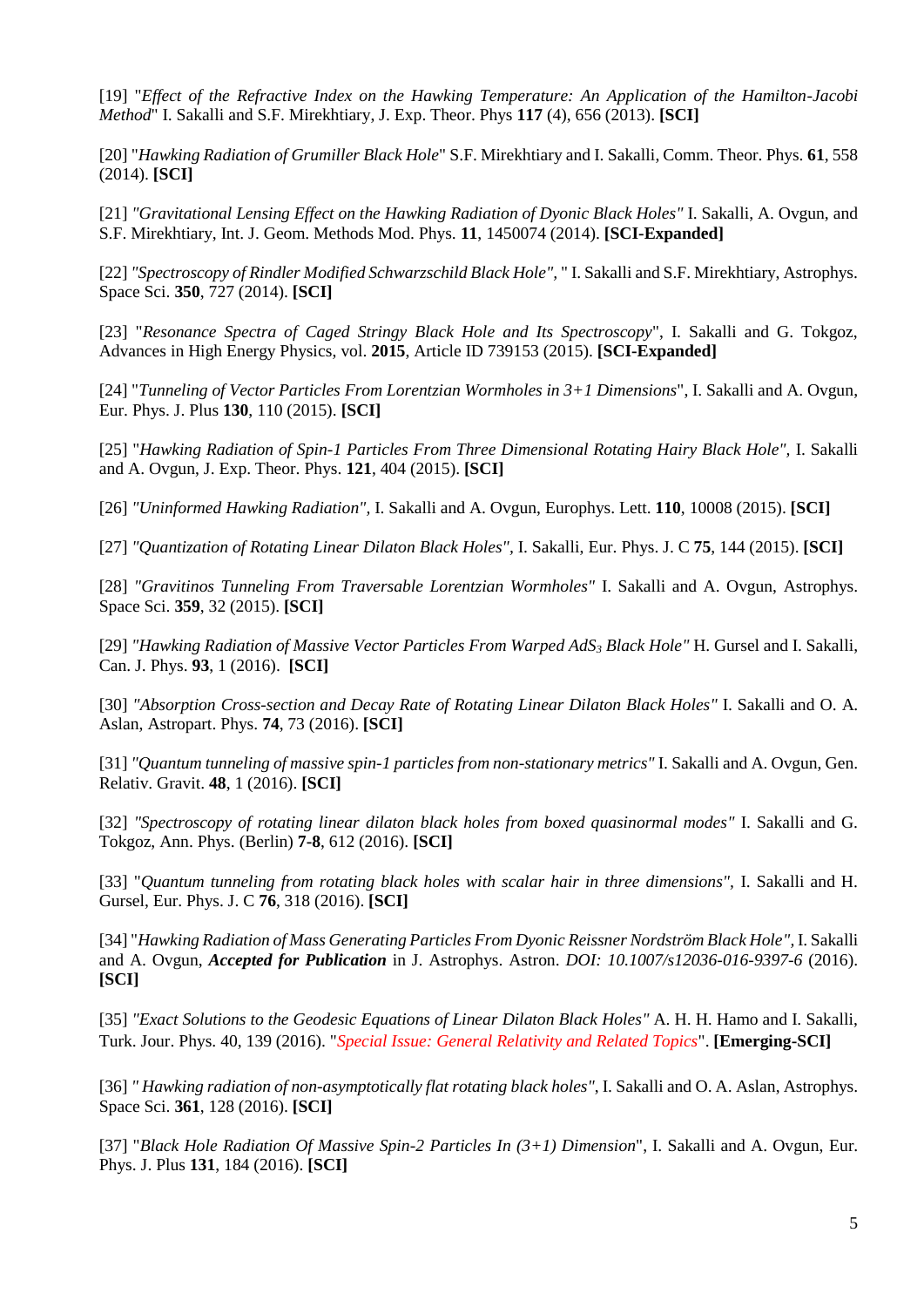[19] "*Effect of the Refractive Index on the Hawking Temperature: An Application of the Hamilton-Jacobi Method*" I. Sakalli and S.F. Mirekhtiary, J. Exp. Theor. Phys **117** (4), 656 (2013). **[SCI]**

[20] "*Hawking Radiation of Grumiller Black Hole*" S.F. Mirekhtiary and I. Sakalli, Comm. Theor. Phys. **61**, 558 (2014). **[SCI]**

[21] *"Gravitational Lensing Effect on the Hawking Radiation of Dyonic Black Holes"* I. Sakalli, A. Ovgun, and S.F. Mirekhtiary, Int. J. Geom. Methods Mod. Phys. **11**, 1450074 (2014). **[SCI-Expanded]**

[22] *"Spectroscopy of Rindler Modified Schwarzschild Black Hole",* " I. Sakalli and S.F. Mirekhtiary, Astrophys. Space Sci. **350**, 727 (2014). **[SCI]**

[23] "*Resonance Spectra of Caged Stringy Black Hole and Its Spectroscopy*", I. Sakalli and G. Tokgoz, Advances in High Energy Physics, vol. **2015**, Article ID 739153 (2015). **[SCI-Expanded]**

[24] "*Tunneling of Vector Particles From Lorentzian Wormholes in 3+1 Dimensions*", I. Sakalli and A. Ovgun, Eur. Phys. J. Plus **130**, 110 (2015). **[SCI]**

[25] "*Hawking Radiation of Spin-1 Particles From Three Dimensional Rotating Hairy Black Hole",* I. Sakalli and A. Ovgun, J. Exp. Theor. Phys. **121**, 404 (2015). **[SCI]**

[26] *"Uninformed Hawking Radiation"*, I. Sakalli and A. Ovgun, Europhys. Lett. **110**, 10008 (2015). **[SCI]**

[27] *"Quantization of Rotating Linear Dilaton Black Holes"*, I. Sakalli, Eur. Phys. J. C **75**, 144 (2015). **[SCI]**

[28] *"Gravitinos Tunneling From Traversable Lorentzian Wormholes"* I. Sakalli and A. Ovgun, Astrophys. Space Sci. **359**, 32 (2015). **[SCI]**

[29] *"Hawking Radiation of Massive Vector Particles From Warped AdS$_3$ Black Hole"* H. Gursel and I. Sakalli, Can. J. Phys. **93**, 1 (2016). **[SCI]**

[30] *"Absorption Cross-section and Decay Rate of Rotating Linear Dilaton Black Holes"* I. Sakalli and O. A. Aslan, Astropart. Phys. **74**, 73 (2016). **[SCI]**

[31] *"Quantum tunneling of massive spin-1 particles from non-stationary metrics"* I. Sakalli and A. Ovgun, Gen. Relativ. Gravit. **48**, 1 (2016). **[SCI]**

[32] *"Spectroscopy of rotating linear dilaton black holes from boxed quasinormal modes"* I. Sakalli and G. Tokgoz, Ann. Phys. (Berlin) **7-8**, 612 (2016). **[SCI]**

[33] "*Quantum tunneling from rotating black holes with scalar hair in three dimensions*", I. Sakalli and H. Gursel, Eur. Phys. J. C **76**, 318 (2016). **[SCI]**

[34] "*Hawking Radiation of Mass Generating Particles From Dyonic Reissner Nordström Black Hole"*, I. Sakalli and A. Ovgun, ***Accepted for Publication*** in J. Astrophys. Astron. *DOI: 10.1007/s12036-016-9397-6* (2016). **[SCI]**

[35] *"Exact Solutions to the Geodesic Equations of Linear Dilaton Black Holes"* A. H. H. Hamo and I. Sakalli, Turk. Jour. Phys. 40, 139 (2016). "*Special Issue: General Relativity and Related Topics*". **[Emerging-SCI]**

[36] *" Hawking radiation of non-asymptotically flat rotating black holes"*, I. Sakalli and O. A. Aslan, Astrophys. Space Sci. **361**, 128 (2016). **[SCI]**

[37] "*Black Hole Radiation Of Massive Spin-2 Particles In (3+1) Dimension*", I. Sakalli and A. Ovgun, Eur. Phys. J. Plus **131**, 184 (2016). **[SCI]**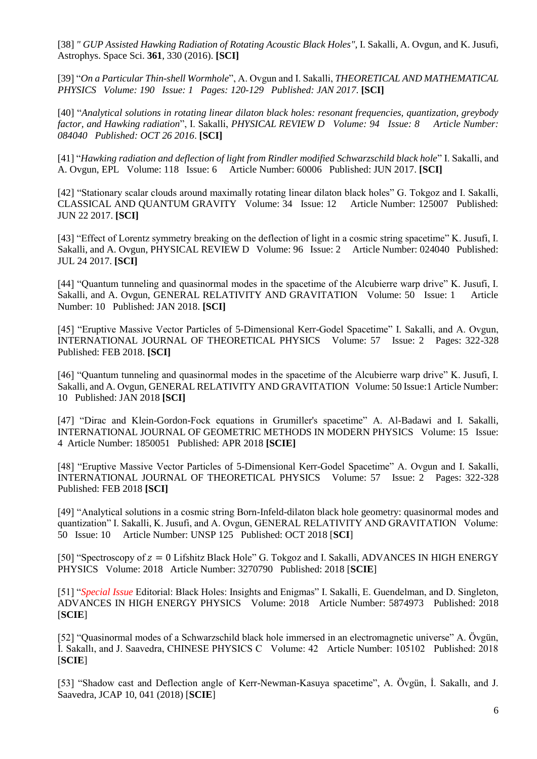[38] *" GUP Assisted Hawking Radiation of Rotating Acoustic Black Holes"*, I. Sakalli, A. Ovgun, and K. Jusufi, Astrophys. Space Sci. **361**, 330 (2016). **[SCI]**

[39] "*On a Particular Thin-shell Wormhole*", A. Ovgun and I. Sakalli, *THEORETICAL AND MATHEMATICAL PHYSICS Volume: 190 Issue: 1 Pages: 120-129 Published: JAN 2017*. **[SCI]**

[40] "*Analytical solutions in rotating linear dilaton black holes: resonant frequencies, quantization, greybody factor, and Hawking radiation*", I. Sakalli, *PHYSICAL REVIEW D Volume: 94 Issue: 8 Article Number: 084040 Published: OCT 26 2016*. **[SCI]**

[41] "*Hawking radiation and deflection of light from Rindler modified Schwarzschild black hole*" I. Sakalli, and A. Ovgun, EPL Volume: 118 Issue: 6 Article Number: 60006 Published: JUN 2017. **[SCI]**

[42] "Stationary scalar clouds around maximally rotating linear dilaton black holes" G. Tokgoz and I. Sakalli, CLASSICAL AND QUANTUM GRAVITY Volume: 34 Issue: 12 Article Number: 125007 Published: JUN 22 2017. **[SCI]**

[43] "Effect of Lorentz symmetry breaking on the deflection of light in a cosmic string spacetime" K. Jusufi, I. Sakalli, and A. Ovgun, PHYSICAL REVIEW D Volume: 96 Issue: 2 Article Number: 024040 Published: JUL 24 2017. **[SCI]**

[44] "Quantum tunneling and quasinormal modes in the spacetime of the Alcubierre warp drive" K. Jusufi, I. Sakalli, and A. Ovgun, GENERAL RELATIVITY AND GRAVITATION Volume: 50 Issue: 1 Article Number: 10 Published: JAN 2018. **[SCI]**

[45] "Eruptive Massive Vector Particles of 5-Dimensional Kerr-Godel Spacetime" I. Sakalli, and A. Ovgun, INTERNATIONAL JOURNAL OF THEORETICAL PHYSICS Volume: 57 Issue: 2 Pages: 322-328 Published: FEB 2018. **[SCI]**

[46] "Quantum tunneling and quasinormal modes in the spacetime of the Alcubierre warp drive" K. Jusufi, I. Sakalli, and A. Ovgun, GENERAL RELATIVITY AND GRAVITATION Volume: 50 Issue:1 Article Number: 10 Published: JAN 2018 **[SCI]**

[47] "Dirac and Klein-Gordon-Fock equations in Grumiller's spacetime" A. Al-Badawi and I. Sakalli, INTERNATIONAL JOURNAL OF GEOMETRIC METHODS IN MODERN PHYSICS Volume: 15 Issue: 4 Article Number: 1850051 Published: APR 2018 **[SCIE]**

[48] "Eruptive Massive Vector Particles of 5-Dimensional Kerr-Godel Spacetime" A. Ovgun and I. Sakalli, INTERNATIONAL JOURNAL OF THEORETICAL PHYSICS Volume: 57 Issue: 2 Pages: 322-328 Published: FEB 2018 **[SCI]**

[49] "Analytical solutions in a cosmic string Born-Infeld-dilaton black hole geometry: quasinormal modes and quantization" I. Sakalli, K. Jusufi, and A. Ovgun, GENERAL RELATIVITY AND GRAVITATION Volume: 50 Issue: 10 Article Number: UNSP 125 Published: OCT 2018 [**SCI**]

[50] "Spectroscopy of $z = 0$ Lifshitz Black Hole" G. Tokgoz and I. Sakalli, ADVANCES IN HIGH ENERGY PHYSICS Volume: 2018 Article Number: 3270790 Published: 2018 [**SCIE**]

[51] "*Special Issue* Editorial: Black Holes: Insights and Enigmas" I. Sakalli, E. Guendelman, and D. Singleton, ADVANCES IN HIGH ENERGY PHYSICS Volume: 2018 Article Number: 5874973 Published: 2018 [**SCIE**]

[52] "Quasinormal modes of a Schwarzschild black hole immersed in an electromagnetic universe" A. Övgün, İ. Sakallı, and J. Saavedra, CHINESE PHYSICS C Volume: 42 Article Number: 105102 Published: 2018 [**SCIE**]

[53] "Shadow cast and Deflection angle of Kerr-Newman-Kasuya spacetime", A. Övgün, İ. Sakallı, and J. Saavedra, JCAP 10, 041 (2018) [**SCIE**]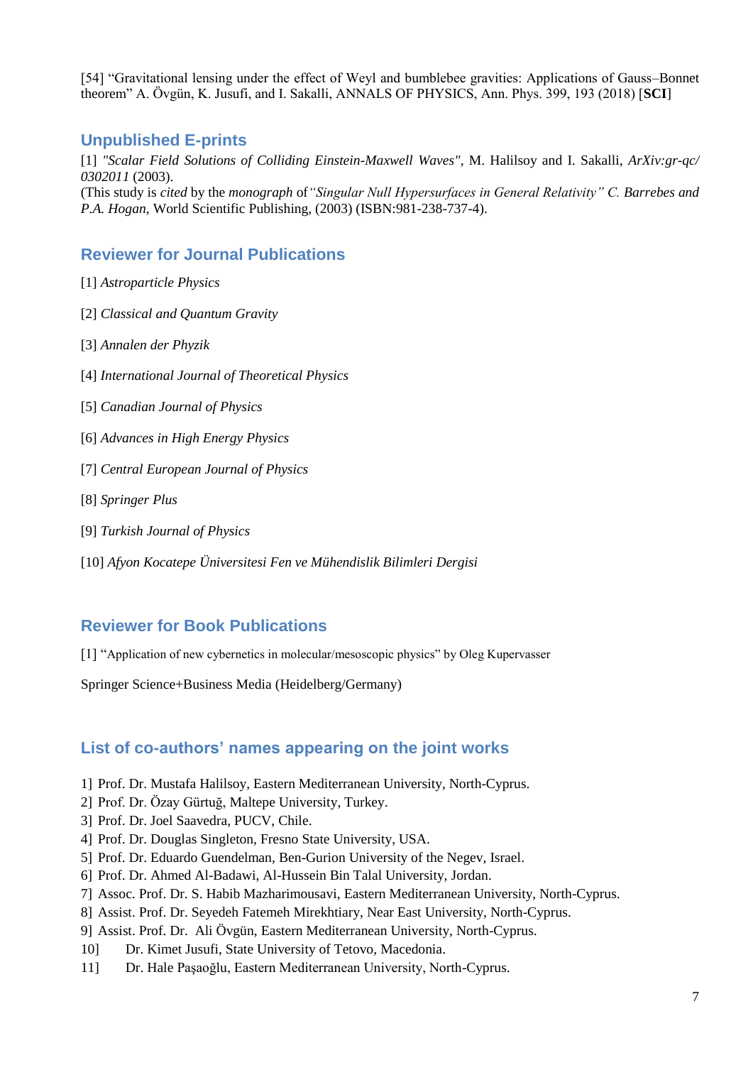[54] "Gravitational lensing under the effect of Weyl and bumblebee gravities: Applications of Gauss–Bonnet theorem" A. Övgün, K. Jusufi, and I. Sakalli, ANNALS OF PHYSICS, Ann. Phys. 399, 193 (2018) [**SCI**]

## Unpublished E-prints

[1] *"Scalar Field Solutions of Colliding Einstein-Maxwell Waves"*, M. Halilsoy and I. Sakalli, *ArXiv:gr-qc/0302011* (2003).
(This study is *cited* by the *monograph* of *"Singular Null Hypersurfaces in General Relativity" C. Barrebes and P.A. Hogan*, World Scientific Publishing, (2003) (ISBN:981-238-737-4).

## Reviewer for Journal Publications

[1] *Astroparticle Physics*

[2] *Classical and Quantum Gravity*

[3] *Annalen der Phyzik*

[4] *International Journal of Theoretical Physics*

[5] *Canadian Journal of Physics*

[6] *Advances in High Energy Physics*

[7] *Central European Journal of Physics*

[8] *Springer Plus*

[9] *Turkish Journal of Physics*

[10] *Afyon Kocatepe Üniversitesi Fen ve Mühendislik Bilimleri Dergisi*

## Reviewer for Book Publications

[1] "Application of new cybernetics in molecular/mesoscopic physics" by Oleg Kupervasser

Springer Science+Business Media (Heidelberg/Germany)

## List of co-authors' names appearing on the joint works

1] Prof. Dr. Mustafa Halilsoy, Eastern Mediterranean University, North-Cyprus.
2] Prof. Dr. Özay Gürtuğ, Maltepe University, Turkey.
3] Prof. Dr. Joel Saavedra, PUCV, Chile.
4] Prof. Dr. Douglas Singleton, Fresno State University, USA.
5] Prof. Dr. Eduardo Guendelman, Ben-Gurion University of the Negev, Israel.
6] Prof. Dr. Ahmed Al-Badawi, Al-Hussein Bin Talal University, Jordan.
7] Assoc. Prof. Dr. S. Habib Mazharimousavi, Eastern Mediterranean University, North-Cyprus.
8] Assist. Prof. Dr. Seyedeh Fatemeh Mirekhtiary, Near East University, North-Cyprus.
9] Assist. Prof. Dr. Ali Övgün, Eastern Mediterranean University, North-Cyprus.
10] Dr. Kimet Jusufi, State University of Tetovo, Macedonia.
11] Dr. Hale Paşaoğlu, Eastern Mediterranean University, North-Cyprus.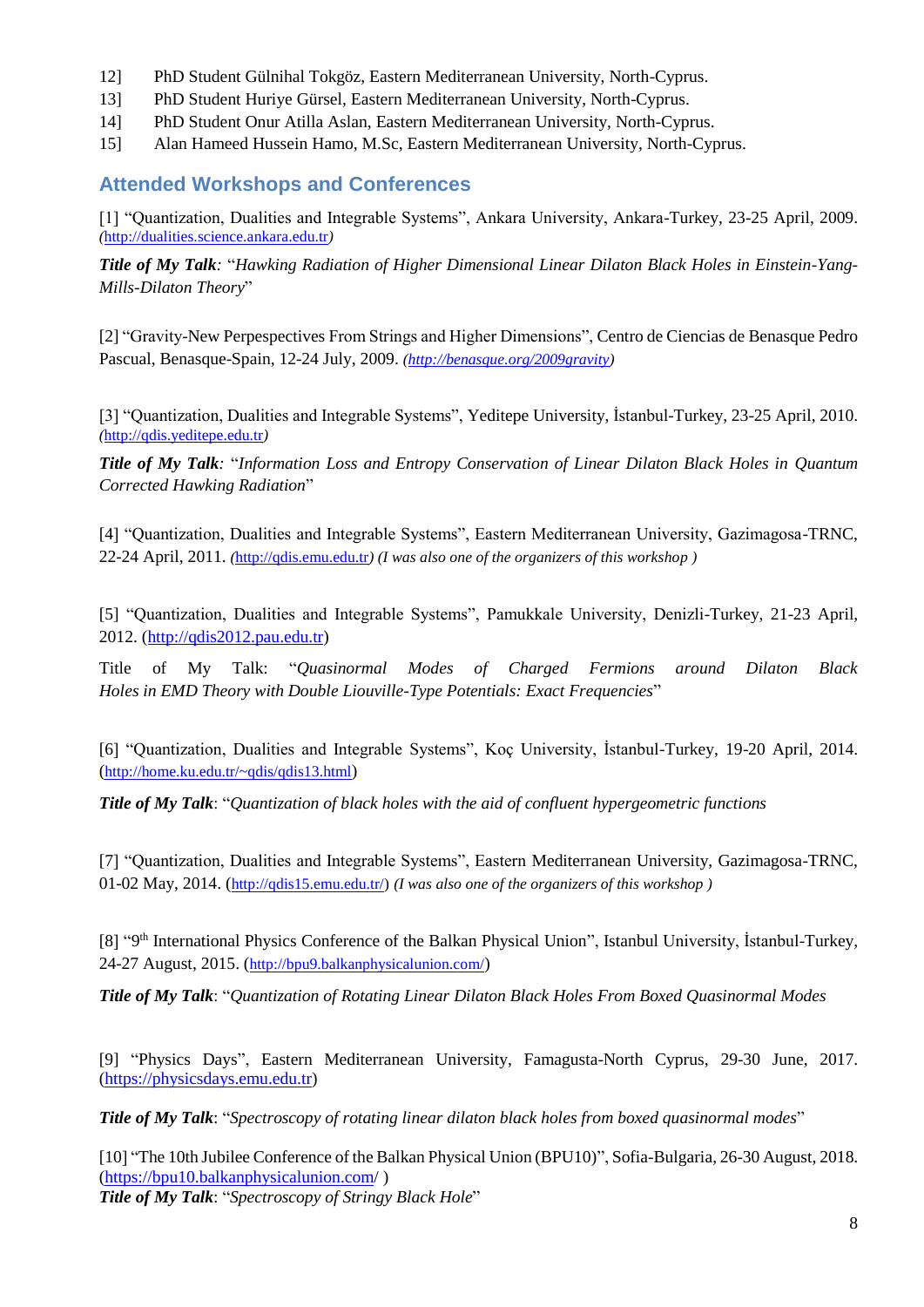12] PhD Student Gülnihal Tokgöz, Eastern Mediterranean University, North-Cyprus.
13] PhD Student Huriye Gürsel, Eastern Mediterranean University, North-Cyprus.
14] PhD Student Onur Atilla Aslan, Eastern Mediterranean University, North-Cyprus.
15] Alan Hameed Hussein Hamo, M.Sc, Eastern Mediterranean University, North-Cyprus.

## Attended Workshops and Conferences

[1] "Quantization, Dualities and Integrable Systems", Ankara University, Ankara-Turkey, 23-25 April, 2009. *(*http://dualities.science.ankara.edu.tr*)*

***Title of My Talk***: "*Hawking Radiation of Higher Dimensional Linear Dilaton Black Holes in Einstein-Yang-Mills-Dilaton Theory*"

[2] "Gravity-New Perpespectives From Strings and Higher Dimensions", Centro de Ciencias de Benasque Pedro Pascual, Benasque-Spain, 12-24 July, 2009. *(http://benasque.org/2009gravity)*

[3] "Quantization, Dualities and Integrable Systems", Yeditepe University, İstanbul-Turkey, 23-25 April, 2010. *(*http://qdis.yeditepe.edu.tr*)*

***Title of My Talk***: "*Information Loss and Entropy Conservation of Linear Dilaton Black Holes in Quantum Corrected Hawking Radiation*"

[4] "Quantization, Dualities and Integrable Systems", Eastern Mediterranean University, Gazimagosa-TRNC, 22-24 April, 2011. *(*http://qdis.emu.edu.tr*) (I was also one of the organizers of this workshop )*

[5] "Quantization, Dualities and Integrable Systems", Pamukkale University, Denizli-Turkey, 21-23 April, 2012. (http://qdis2012.pau.edu.tr)

Title of My Talk: "*Quasinormal Modes of Charged Fermions around Dilaton Black Holes in EMD Theory with Double Liouville-Type Potentials: Exact Frequencies*"

[6] "Quantization, Dualities and Integrable Systems", Koç University, İstanbul-Turkey, 19-20 April, 2014. (http://home.ku.edu.tr/~qdis/qdis13.html)

***Title of My Talk***: "*Quantization of black holes with the aid of confluent hypergeometric functions*

[7] "Quantization, Dualities and Integrable Systems", Eastern Mediterranean University, Gazimagosa-TRNC, 01-02 May, 2014. (http://qdis15.emu.edu.tr/) *(I was also one of the organizers of this workshop )*

[8] "9th International Physics Conference of the Balkan Physical Union", Istanbul University, İstanbul-Turkey, 24-27 August, 2015. (http://bpu9.balkanphysicalunion.com/)

***Title of My Talk***: "*Quantization of Rotating Linear Dilaton Black Holes From Boxed Quasinormal Modes*

[9] "Physics Days", Eastern Mediterranean University, Famagusta-North Cyprus, 29-30 June, 2017. (https://physicsdays.emu.edu.tr)

***Title of My Talk***: "*Spectroscopy of rotating linear dilaton black holes from boxed quasinormal modes*"

[10] "The 10th Jubilee Conference of the Balkan Physical Union (BPU10)", Sofia-Bulgaria, 26-30 August, 2018. (https://bpu10.balkanphysicalunion.com/ )
***Title of My Talk***: "*Spectroscopy of Stringy Black Hole*"